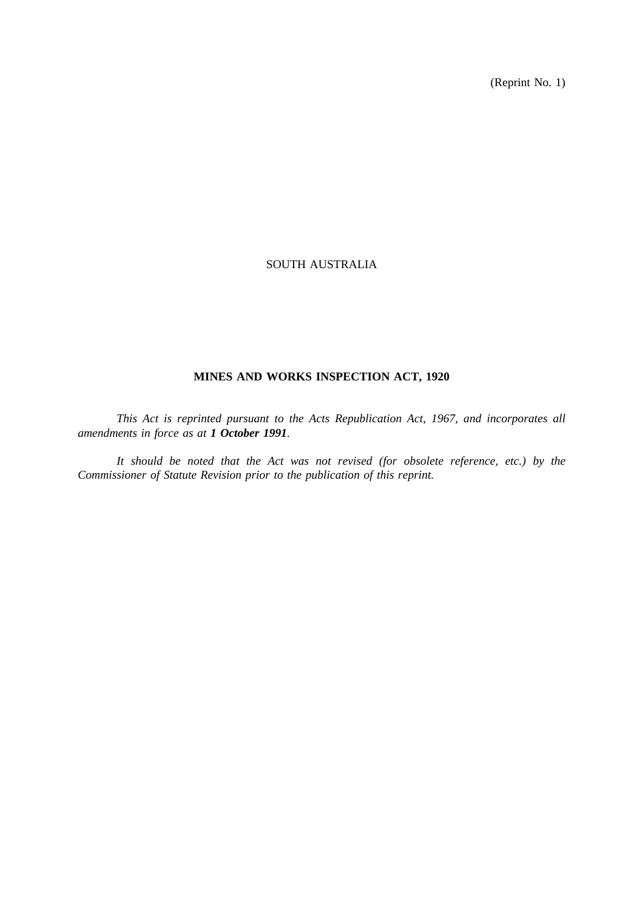(Reprint No. 1)

SOUTH AUSTRALIA

# MINES AND WORKS INSPECTION ACT, 1920

*This Act is reprinted pursuant to the Acts Republication Act, 1967, and incorporates all amendments in force as at* ***1 October 1991****.*

*It should be noted that the Act was not revised (for obsolete reference, etc.) by the Commissioner of Statute Revision prior to the publication of this reprint.*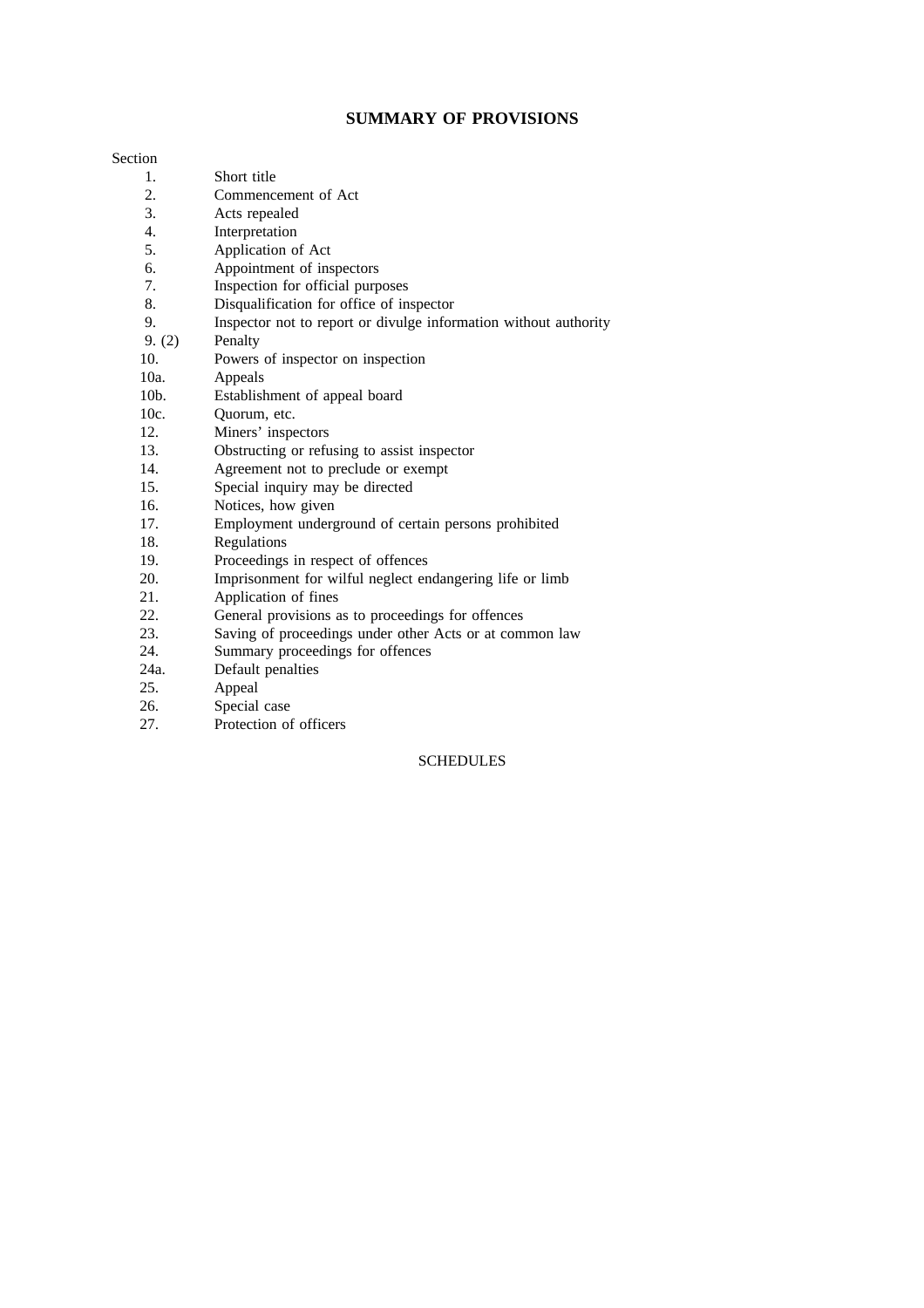## SUMMARY OF PROVISIONS

Section

| | |
|---|---|
| 1. | Short title |
| 2. | Commencement of Act |
| 3. | Acts repealed |
| 4. | Interpretation |
| 5. | Application of Act |
| 6. | Appointment of inspectors |
| 7. | Inspection for official purposes |
| 8. | Disqualification for office of inspector |
| 9. | Inspector not to report or divulge information without authority |
| 9. (2) | Penalty |
| 10. | Powers of inspector on inspection |
| 10a. | Appeals |
| 10b. | Establishment of appeal board |
| 10c. | Quorum, etc. |
| 12. | Miners' inspectors |
| 13. | Obstructing or refusing to assist inspector |
| 14. | Agreement not to preclude or exempt |
| 15. | Special inquiry may be directed |
| 16. | Notices, how given |
| 17. | Employment underground of certain persons prohibited |
| 18. | Regulations |
| 19. | Proceedings in respect of offences |
| 20. | Imprisonment for wilful neglect endangering life or limb |
| 21. | Application of fines |
| 22. | General provisions as to proceedings for offences |
| 23. | Saving of proceedings under other Acts or at common law |
| 24. | Summary proceedings for offences |
| 24a. | Default penalties |
| 25. | Appeal |
| 26. | Special case |
| 27. | Protection of officers |

SCHEDULES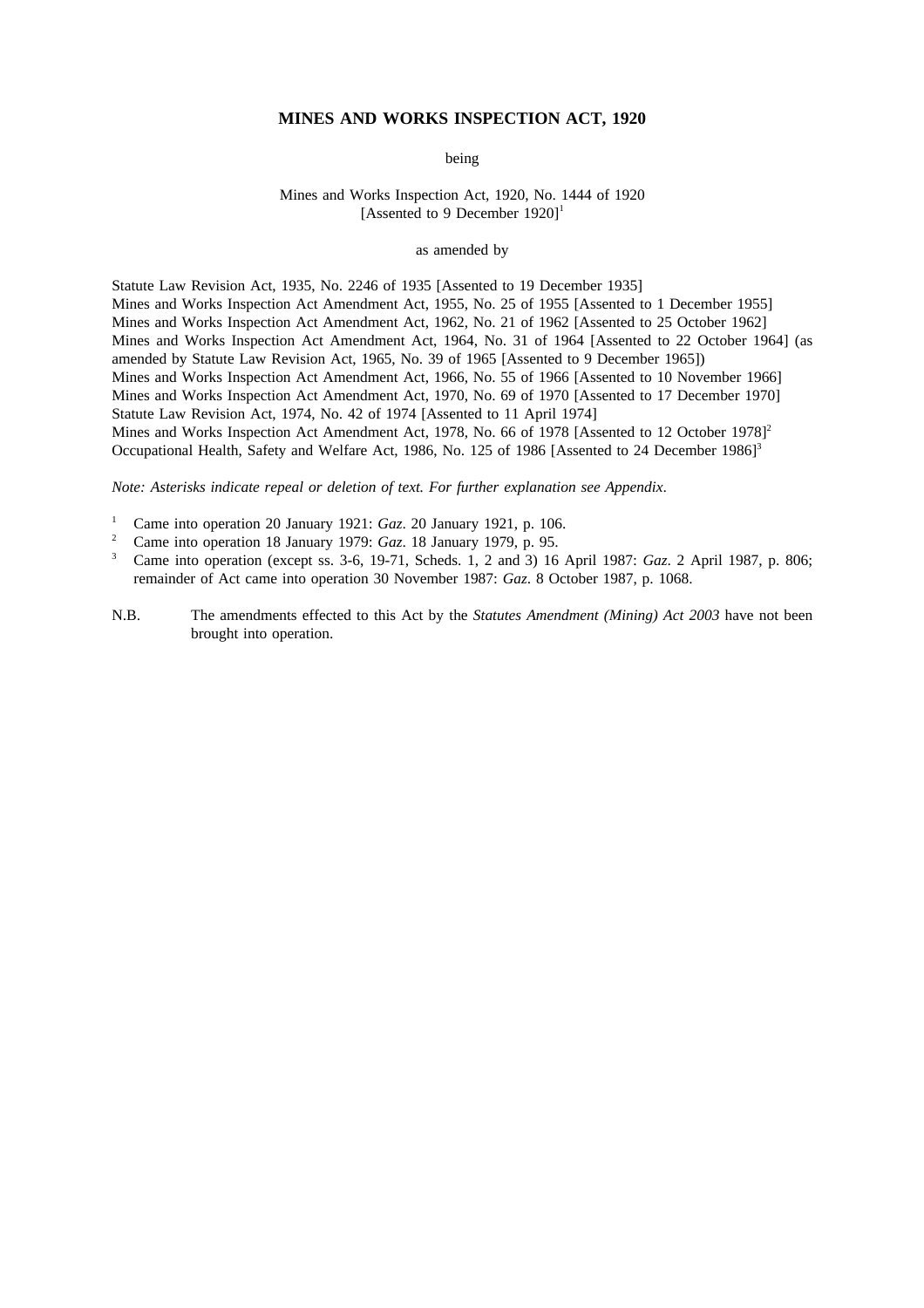# MINES AND WORKS INSPECTION ACT, 1920

being

Mines and Works Inspection Act, 1920, No. 1444 of 1920
[Assented to 9 December 1920][1]

as amended by

Statute Law Revision Act, 1935, No. 2246 of 1935 [Assented to 19 December 1935]
Mines and Works Inspection Act Amendment Act, 1955, No. 25 of 1955 [Assented to 1 December 1955]
Mines and Works Inspection Act Amendment Act, 1962, No. 21 of 1962 [Assented to 25 October 1962]
Mines and Works Inspection Act Amendment Act, 1964, No. 31 of 1964 [Assented to 22 October 1964] (as amended by Statute Law Revision Act, 1965, No. 39 of 1965 [Assented to 9 December 1965])
Mines and Works Inspection Act Amendment Act, 1966, No. 55 of 1966 [Assented to 10 November 1966]
Mines and Works Inspection Act Amendment Act, 1970, No. 69 of 1970 [Assented to 17 December 1970]
Statute Law Revision Act, 1974, No. 42 of 1974 [Assented to 11 April 1974]
Mines and Works Inspection Act Amendment Act, 1978, No. 66 of 1978 [Assented to 12 October 1978][2]
Occupational Health, Safety and Welfare Act, 1986, No. 125 of 1986 [Assented to 24 December 1986][3]

*Note: Asterisks indicate repeal or deletion of text. For further explanation see Appendix.*

[1] Came into operation 20 January 1921: *Gaz*. 20 January 1921, p. 106.
[2] Came into operation 18 January 1979: *Gaz*. 18 January 1979, p. 95.
[3] Came into operation (except ss. 3-6, 19-71, Scheds. 1, 2 and 3) 16 April 1987: *Gaz*. 2 April 1987, p. 806; remainder of Act came into operation 30 November 1987: *Gaz*. 8 October 1987, p. 1068.

N.B. The amendments effected to this Act by the *Statutes Amendment (Mining) Act 2003* have not been brought into operation.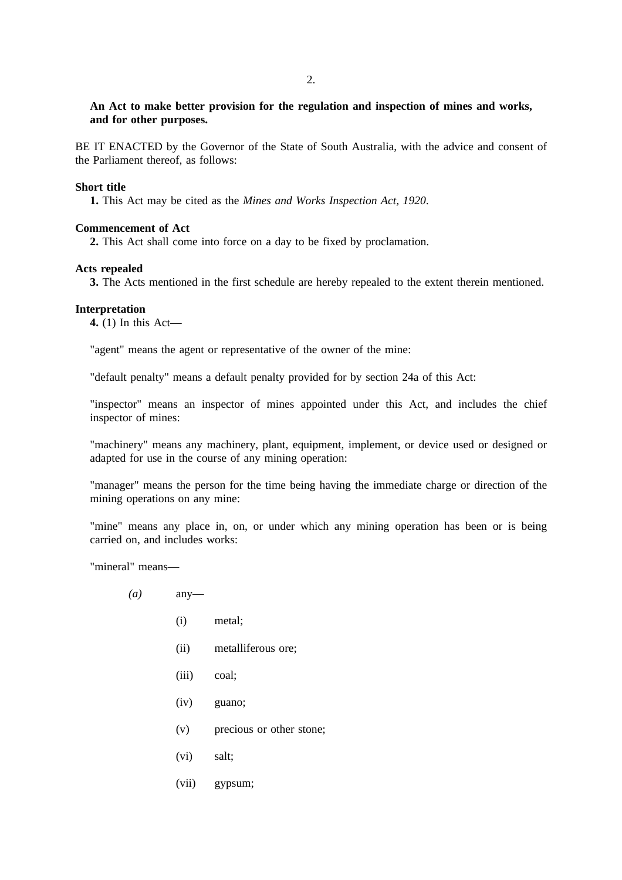**An Act to make better provision for the regulation and inspection of mines and works, and for other purposes.**

BE IT ENACTED by the Governor of the State of South Australia, with the advice and consent of the Parliament thereof, as follows:

**Short title**

**1.** This Act may be cited as the *Mines and Works Inspection Act, 1920*.

**Commencement of Act**

**2.** This Act shall come into force on a day to be fixed by proclamation.

**Acts repealed**

**3.** The Acts mentioned in the first schedule are hereby repealed to the extent therein mentioned.

**Interpretation**

**4.** (1) In this Act—

"agent" means the agent or representative of the owner of the mine:

"default penalty" means a default penalty provided for by section 24a of this Act:

"inspector" means an inspector of mines appointed under this Act, and includes the chief inspector of mines:

"machinery" means any machinery, plant, equipment, implement, or device used or designed or adapted for use in the course of any mining operation:

"manager" means the person for the time being having the immediate charge or direction of the mining operations on any mine:

"mine" means any place in, on, or under which any mining operation has been or is being carried on, and includes works:

"mineral" means—

*(a)* any—

(i) metal;

(ii) metalliferous ore;

(iii) coal;

(iv) guano;

(v) precious or other stone;

(vi) salt;

(vii) gypsum;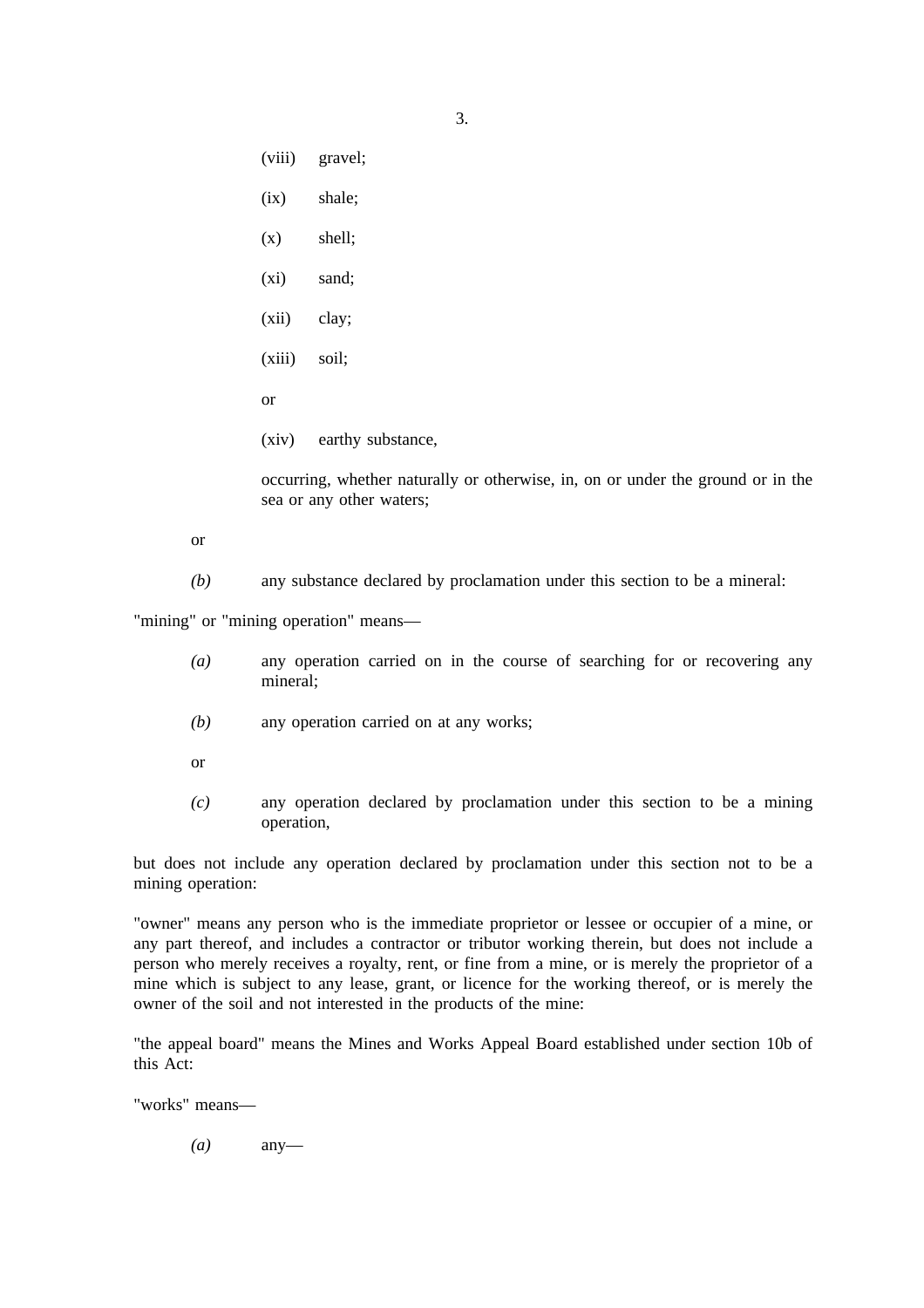(viii) gravel;

(ix) shale;

(x) shell;

(xi) sand;

(xii) clay;

(xiii) soil;

or

(xiv) earthy substance,

occurring, whether naturally or otherwise, in, on or under the ground or in the sea or any other waters;

or

*(b)* any substance declared by proclamation under this section to be a mineral:

"mining" or "mining operation" means—

*(a)* any operation carried on in the course of searching for or recovering any mineral;

*(b)* any operation carried on at any works;

or

*(c)* any operation declared by proclamation under this section to be a mining operation,

but does not include any operation declared by proclamation under this section not to be a mining operation:

"owner" means any person who is the immediate proprietor or lessee or occupier of a mine, or any part thereof, and includes a contractor or tributor working therein, but does not include a person who merely receives a royalty, rent, or fine from a mine, or is merely the proprietor of a mine which is subject to any lease, grant, or licence for the working thereof, or is merely the owner of the soil and not interested in the products of the mine:

"the appeal board" means the Mines and Works Appeal Board established under section 10b of this Act:

"works" means—

*(a)* any—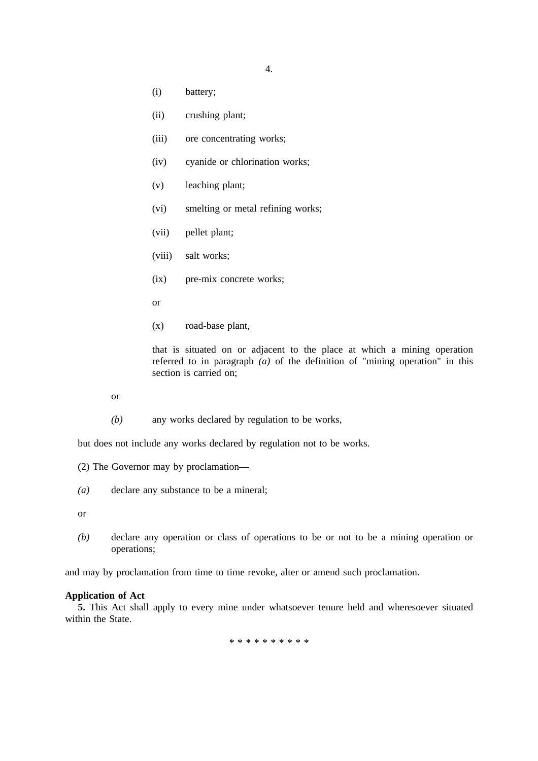(i) battery;

(ii) crushing plant;

(iii) ore concentrating works;

(iv) cyanide or chlorination works;

(v) leaching plant;

(vi) smelting or metal refining works;

(vii) pellet plant;

(viii) salt works;

(ix) pre-mix concrete works;

or

(x) road-base plant,

that is situated on or adjacent to the place at which a mining operation referred to in paragraph *(a)* of the definition of "mining operation" in this section is carried on;

or

*(b)* any works declared by regulation to be works,

but does not include any works declared by regulation not to be works.

(2) The Governor may by proclamation—

*(a)* declare any substance to be a mineral;

or

*(b)* declare any operation or class of operations to be or not to be a mining operation or operations;

and may by proclamation from time to time revoke, alter or amend such proclamation.

**Application of Act**

**5.** This Act shall apply to every mine under whatsoever tenure held and wheresoever situated within the State.

* * * * * * * * * *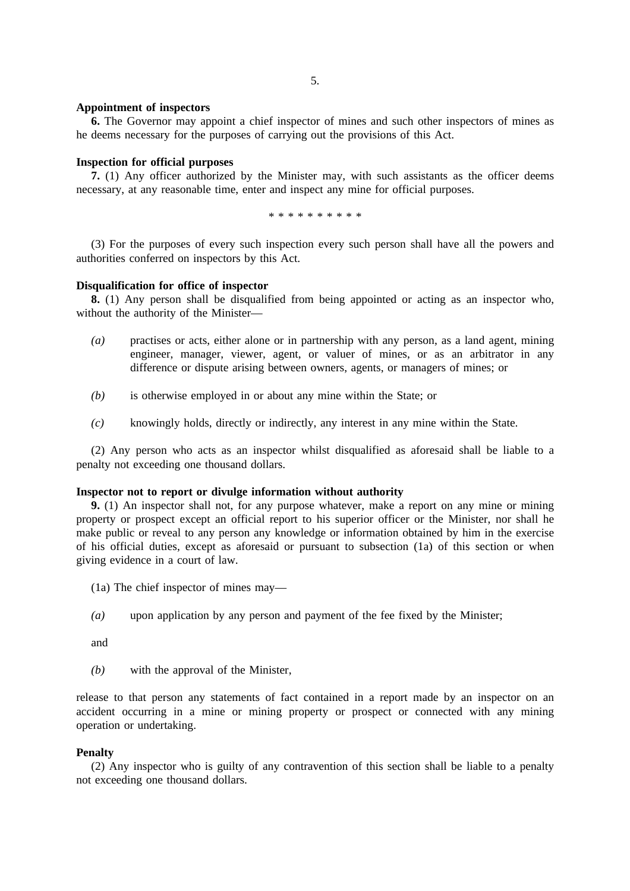**Appointment of inspectors**

**6.** The Governor may appoint a chief inspector of mines and such other inspectors of mines as he deems necessary for the purposes of carrying out the provisions of this Act.

**Inspection for official purposes**

**7.** (1) Any officer authorized by the Minister may, with such assistants as the officer deems necessary, at any reasonable time, enter and inspect any mine for official purposes.

\* \* \* \* \* \* \* \* \* \*

(3) For the purposes of every such inspection every such person shall have all the powers and authorities conferred on inspectors by this Act.

**Disqualification for office of inspector**

**8.** (1) Any person shall be disqualified from being appointed or acting as an inspector who, without the authority of the Minister—

*(a)* practises or acts, either alone or in partnership with any person, as a land agent, mining engineer, manager, viewer, agent, or valuer of mines, or as an arbitrator in any difference or dispute arising between owners, agents, or managers of mines; or

*(b)* is otherwise employed in or about any mine within the State; or

*(c)* knowingly holds, directly or indirectly, any interest in any mine within the State.

(2) Any person who acts as an inspector whilst disqualified as aforesaid shall be liable to a penalty not exceeding one thousand dollars.

**Inspector not to report or divulge information without authority**

**9.** (1) An inspector shall not, for any purpose whatever, make a report on any mine or mining property or prospect except an official report to his superior officer or the Minister, nor shall he make public or reveal to any person any knowledge or information obtained by him in the exercise of his official duties, except as aforesaid or pursuant to subsection (1a) of this section or when giving evidence in a court of law.

(1a) The chief inspector of mines may—

*(a)* upon application by any person and payment of the fee fixed by the Minister;

and

*(b)* with the approval of the Minister,

release to that person any statements of fact contained in a report made by an inspector on an accident occurring in a mine or mining property or prospect or connected with any mining operation or undertaking.

**Penalty**

(2) Any inspector who is guilty of any contravention of this section shall be liable to a penalty not exceeding one thousand dollars.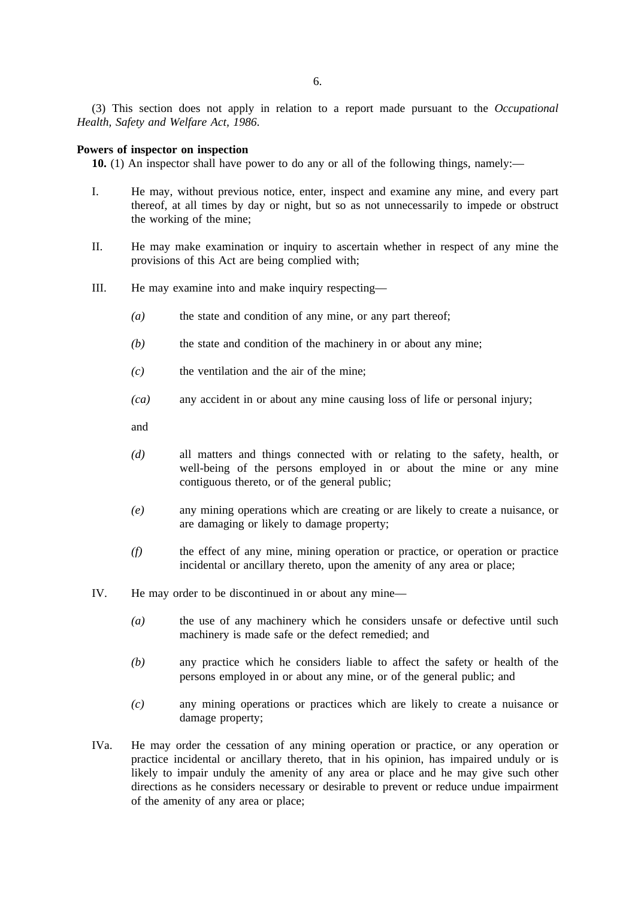(3) This section does not apply in relation to a report made pursuant to the *Occupational Health, Safety and Welfare Act, 1986*.

**Powers of inspector on inspection**

**10.** (1) An inspector shall have power to do any or all of the following things, namely:—

I. He may, without previous notice, enter, inspect and examine any mine, and every part thereof, at all times by day or night, but so as not unnecessarily to impede or obstruct the working of the mine;

II. He may make examination or inquiry to ascertain whether in respect of any mine the provisions of this Act are being complied with;

III. He may examine into and make inquiry respecting—

*(a)* the state and condition of any mine, or any part thereof;

*(b)* the state and condition of the machinery in or about any mine;

*(c)* the ventilation and the air of the mine;

*(ca)* any accident in or about any mine causing loss of life or personal injury;

and

*(d)* all matters and things connected with or relating to the safety, health, or well-being of the persons employed in or about the mine or any mine contiguous thereto, or of the general public;

*(e)* any mining operations which are creating or are likely to create a nuisance, or are damaging or likely to damage property;

*(f)* the effect of any mine, mining operation or practice, or operation or practice incidental or ancillary thereto, upon the amenity of any area or place;

IV. He may order to be discontinued in or about any mine—

*(a)* the use of any machinery which he considers unsafe or defective until such machinery is made safe or the defect remedied; and

*(b)* any practice which he considers liable to affect the safety or health of the persons employed in or about any mine, or of the general public; and

*(c)* any mining operations or practices which are likely to create a nuisance or damage property;

IVa. He may order the cessation of any mining operation or practice, or any operation or practice incidental or ancillary thereto, that in his opinion, has impaired unduly or is likely to impair unduly the amenity of any area or place and he may give such other directions as he considers necessary or desirable to prevent or reduce undue impairment of the amenity of any area or place;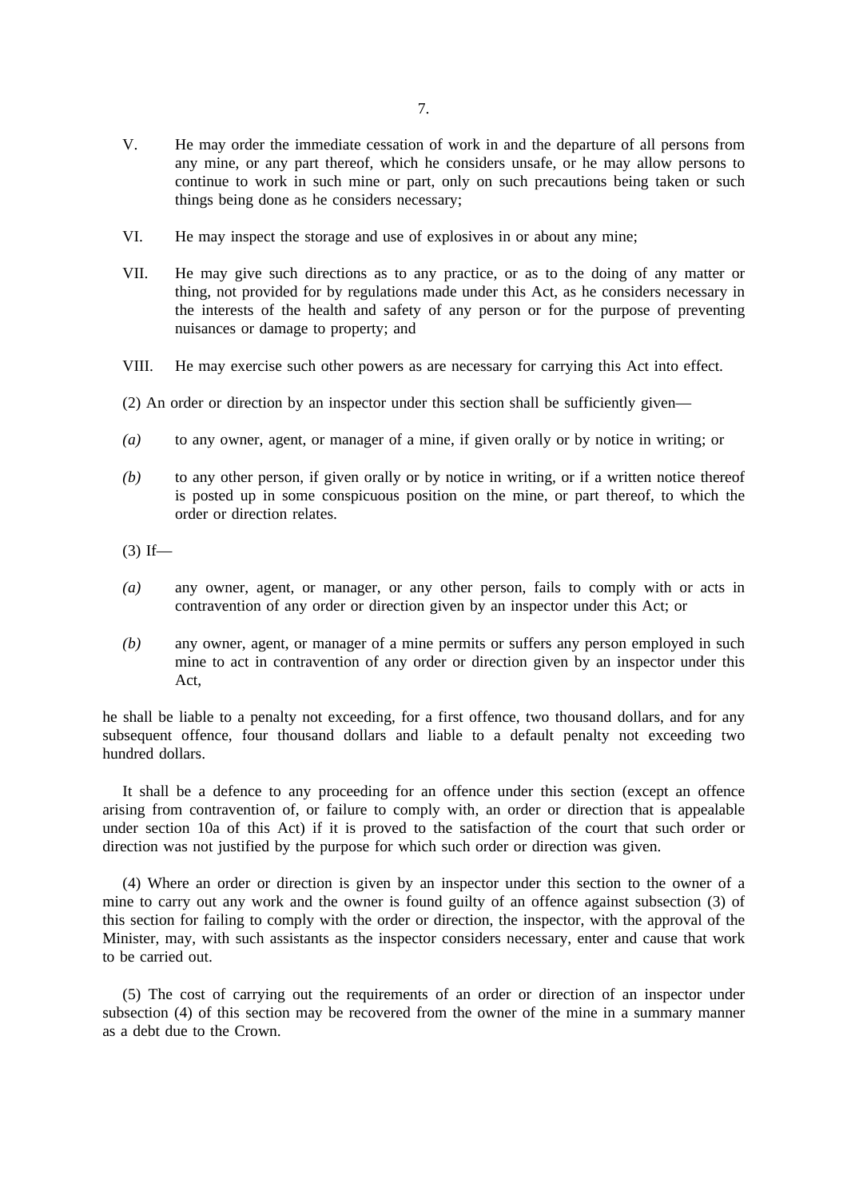V. He may order the immediate cessation of work in and the departure of all persons from any mine, or any part thereof, which he considers unsafe, or he may allow persons to continue to work in such mine or part, only on such precautions being taken or such things being done as he considers necessary;

VI. He may inspect the storage and use of explosives in or about any mine;

VII. He may give such directions as to any practice, or as to the doing of any matter or thing, not provided for by regulations made under this Act, as he considers necessary in the interests of the health and safety of any person or for the purpose of preventing nuisances or damage to property; and

VIII. He may exercise such other powers as are necessary for carrying this Act into effect.

(2) An order or direction by an inspector under this section shall be sufficiently given—

*(a)* to any owner, agent, or manager of a mine, if given orally or by notice in writing; or

*(b)* to any other person, if given orally or by notice in writing, or if a written notice thereof is posted up in some conspicuous position on the mine, or part thereof, to which the order or direction relates.

(3) If—

*(a)* any owner, agent, or manager, or any other person, fails to comply with or acts in contravention of any order or direction given by an inspector under this Act; or

*(b)* any owner, agent, or manager of a mine permits or suffers any person employed in such mine to act in contravention of any order or direction given by an inspector under this Act,

he shall be liable to a penalty not exceeding, for a first offence, two thousand dollars, and for any subsequent offence, four thousand dollars and liable to a default penalty not exceeding two hundred dollars.

It shall be a defence to any proceeding for an offence under this section (except an offence arising from contravention of, or failure to comply with, an order or direction that is appealable under section 10a of this Act) if it is proved to the satisfaction of the court that such order or direction was not justified by the purpose for which such order or direction was given.

(4) Where an order or direction is given by an inspector under this section to the owner of a mine to carry out any work and the owner is found guilty of an offence against subsection (3) of this section for failing to comply with the order or direction, the inspector, with the approval of the Minister, may, with such assistants as the inspector considers necessary, enter and cause that work to be carried out.

(5) The cost of carrying out the requirements of an order or direction of an inspector under subsection (4) of this section may be recovered from the owner of the mine in a summary manner as a debt due to the Crown.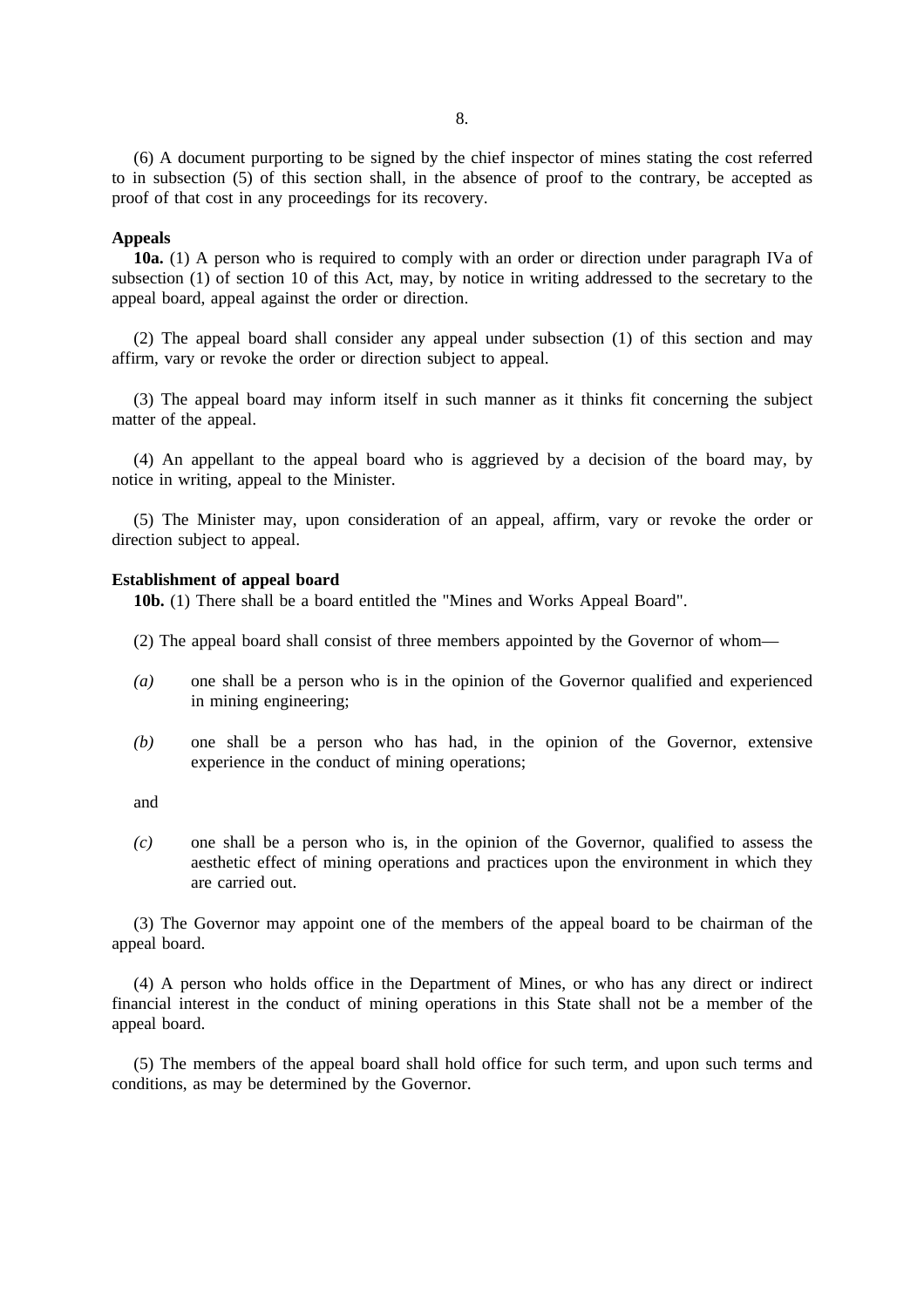(6) A document purporting to be signed by the chief inspector of mines stating the cost referred to in subsection (5) of this section shall, in the absence of proof to the contrary, be accepted as proof of that cost in any proceedings for its recovery.

**Appeals**

**10a.** (1) A person who is required to comply with an order or direction under paragraph IVa of subsection (1) of section 10 of this Act, may, by notice in writing addressed to the secretary to the appeal board, appeal against the order or direction.

(2) The appeal board shall consider any appeal under subsection (1) of this section and may affirm, vary or revoke the order or direction subject to appeal.

(3) The appeal board may inform itself in such manner as it thinks fit concerning the subject matter of the appeal.

(4) An appellant to the appeal board who is aggrieved by a decision of the board may, by notice in writing, appeal to the Minister.

(5) The Minister may, upon consideration of an appeal, affirm, vary or revoke the order or direction subject to appeal.

**Establishment of appeal board**

**10b.** (1) There shall be a board entitled the "Mines and Works Appeal Board".

(2) The appeal board shall consist of three members appointed by the Governor of whom—

*(a)* one shall be a person who is in the opinion of the Governor qualified and experienced in mining engineering;

*(b)* one shall be a person who has had, in the opinion of the Governor, extensive experience in the conduct of mining operations;

and

*(c)* one shall be a person who is, in the opinion of the Governor, qualified to assess the aesthetic effect of mining operations and practices upon the environment in which they are carried out.

(3) The Governor may appoint one of the members of the appeal board to be chairman of the appeal board.

(4) A person who holds office in the Department of Mines, or who has any direct or indirect financial interest in the conduct of mining operations in this State shall not be a member of the appeal board.

(5) The members of the appeal board shall hold office for such term, and upon such terms and conditions, as may be determined by the Governor.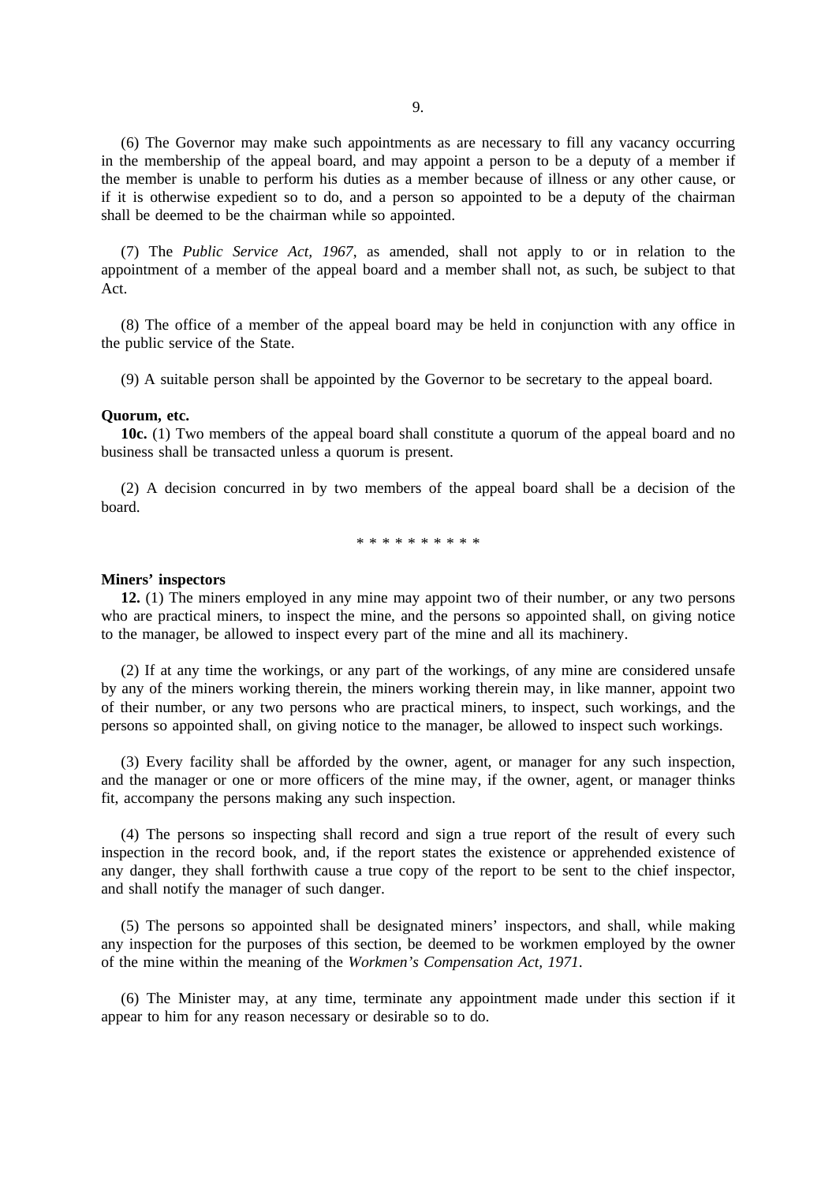(6) The Governor may make such appointments as are necessary to fill any vacancy occurring in the membership of the appeal board, and may appoint a person to be a deputy of a member if the member is unable to perform his duties as a member because of illness or any other cause, or if it is otherwise expedient so to do, and a person so appointed to be a deputy of the chairman shall be deemed to be the chairman while so appointed.

(7) The *Public Service Act, 1967*, as amended, shall not apply to or in relation to the appointment of a member of the appeal board and a member shall not, as such, be subject to that Act.

(8) The office of a member of the appeal board may be held in conjunction with any office in the public service of the State.

(9) A suitable person shall be appointed by the Governor to be secretary to the appeal board.

**Quorum, etc.**

**10c.** (1) Two members of the appeal board shall constitute a quorum of the appeal board and no business shall be transacted unless a quorum is present.

(2) A decision concurred in by two members of the appeal board shall be a decision of the board.

* * * * * * * * * *

**Miners' inspectors**

**12.** (1) The miners employed in any mine may appoint two of their number, or any two persons who are practical miners, to inspect the mine, and the persons so appointed shall, on giving notice to the manager, be allowed to inspect every part of the mine and all its machinery.

(2) If at any time the workings, or any part of the workings, of any mine are considered unsafe by any of the miners working therein, the miners working therein may, in like manner, appoint two of their number, or any two persons who are practical miners, to inspect, such workings, and the persons so appointed shall, on giving notice to the manager, be allowed to inspect such workings.

(3) Every facility shall be afforded by the owner, agent, or manager for any such inspection, and the manager or one or more officers of the mine may, if the owner, agent, or manager thinks fit, accompany the persons making any such inspection.

(4) The persons so inspecting shall record and sign a true report of the result of every such inspection in the record book, and, if the report states the existence or apprehended existence of any danger, they shall forthwith cause a true copy of the report to be sent to the chief inspector, and shall notify the manager of such danger.

(5) The persons so appointed shall be designated miners' inspectors, and shall, while making any inspection for the purposes of this section, be deemed to be workmen employed by the owner of the mine within the meaning of the *Workmen's Compensation Act, 1971*.

(6) The Minister may, at any time, terminate any appointment made under this section if it appear to him for any reason necessary or desirable so to do.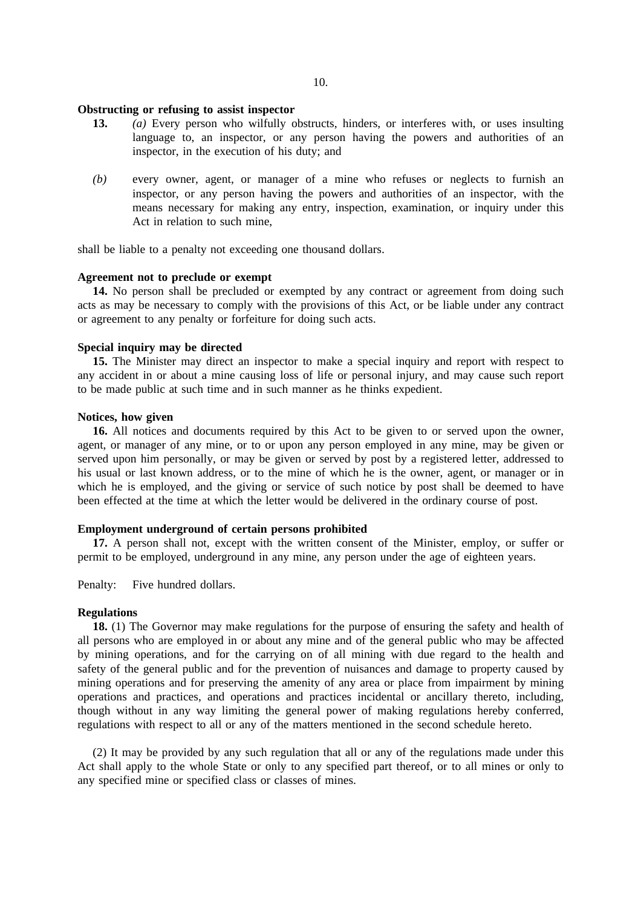**Obstructing or refusing to assist inspector**

**13.** *(a)* Every person who wilfully obstructs, hinders, or interferes with, or uses insulting language to, an inspector, or any person having the powers and authorities of an inspector, in the execution of his duty; and

*(b)* every owner, agent, or manager of a mine who refuses or neglects to furnish an inspector, or any person having the powers and authorities of an inspector, with the means necessary for making any entry, inspection, examination, or inquiry under this Act in relation to such mine,

shall be liable to a penalty not exceeding one thousand dollars.

**Agreement not to preclude or exempt**

**14.** No person shall be precluded or exempted by any contract or agreement from doing such acts as may be necessary to comply with the provisions of this Act, or be liable under any contract or agreement to any penalty or forfeiture for doing such acts.

**Special inquiry may be directed**

**15.** The Minister may direct an inspector to make a special inquiry and report with respect to any accident in or about a mine causing loss of life or personal injury, and may cause such report to be made public at such time and in such manner as he thinks expedient.

**Notices, how given**

**16.** All notices and documents required by this Act to be given to or served upon the owner, agent, or manager of any mine, or to or upon any person employed in any mine, may be given or served upon him personally, or may be given or served by post by a registered letter, addressed to his usual or last known address, or to the mine of which he is the owner, agent, or manager or in which he is employed, and the giving or service of such notice by post shall be deemed to have been effected at the time at which the letter would be delivered in the ordinary course of post.

**Employment underground of certain persons prohibited**

**17.** A person shall not, except with the written consent of the Minister, employ, or suffer or permit to be employed, underground in any mine, any person under the age of eighteen years.

Penalty: Five hundred dollars.

**Regulations**

**18.** (1) The Governor may make regulations for the purpose of ensuring the safety and health of all persons who are employed in or about any mine and of the general public who may be affected by mining operations, and for the carrying on of all mining with due regard to the health and safety of the general public and for the prevention of nuisances and damage to property caused by mining operations and for preserving the amenity of any area or place from impairment by mining operations and practices, and operations and practices incidental or ancillary thereto, including, though without in any way limiting the general power of making regulations hereby conferred, regulations with respect to all or any of the matters mentioned in the second schedule hereto.

(2) It may be provided by any such regulation that all or any of the regulations made under this Act shall apply to the whole State or only to any specified part thereof, or to all mines or only to any specified mine or specified class or classes of mines.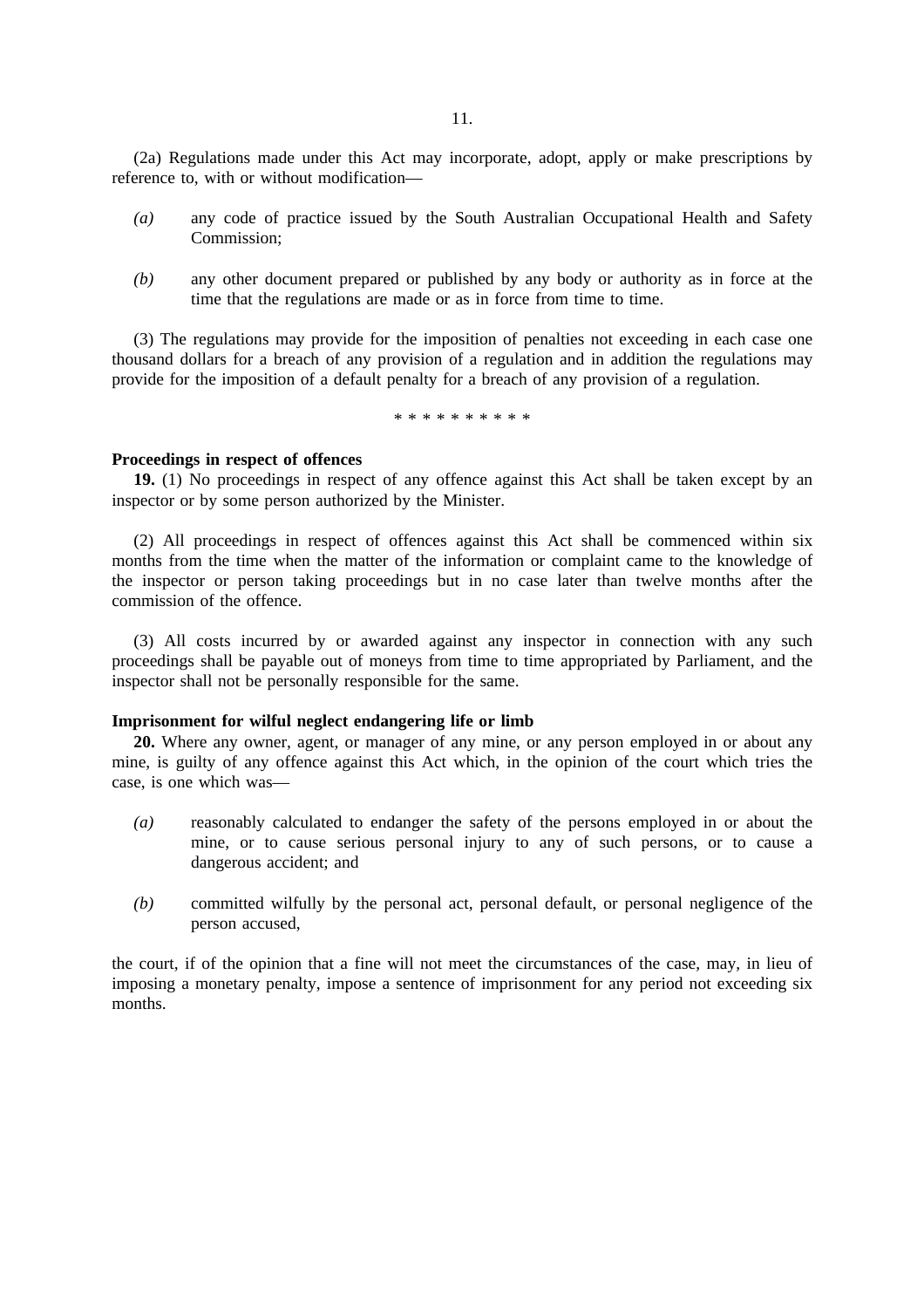(2a) Regulations made under this Act may incorporate, adopt, apply or make prescriptions by reference to, with or without modification—

*(a)* any code of practice issued by the South Australian Occupational Health and Safety Commission;

*(b)* any other document prepared or published by any body or authority as in force at the time that the regulations are made or as in force from time to time.

(3) The regulations may provide for the imposition of penalties not exceeding in each case one thousand dollars for a breach of any provision of a regulation and in addition the regulations may provide for the imposition of a default penalty for a breach of any provision of a regulation.

* * * * * * * * * *

**Proceedings in respect of offences**

**19.** (1) No proceedings in respect of any offence against this Act shall be taken except by an inspector or by some person authorized by the Minister.

(2) All proceedings in respect of offences against this Act shall be commenced within six months from the time when the matter of the information or complaint came to the knowledge of the inspector or person taking proceedings but in no case later than twelve months after the commission of the offence.

(3) All costs incurred by or awarded against any inspector in connection with any such proceedings shall be payable out of moneys from time to time appropriated by Parliament, and the inspector shall not be personally responsible for the same.

**Imprisonment for wilful neglect endangering life or limb**

**20.** Where any owner, agent, or manager of any mine, or any person employed in or about any mine, is guilty of any offence against this Act which, in the opinion of the court which tries the case, is one which was—

*(a)* reasonably calculated to endanger the safety of the persons employed in or about the mine, or to cause serious personal injury to any of such persons, or to cause a dangerous accident; and

*(b)* committed wilfully by the personal act, personal default, or personal negligence of the person accused,

the court, if of the opinion that a fine will not meet the circumstances of the case, may, in lieu of imposing a monetary penalty, impose a sentence of imprisonment for any period not exceeding six months.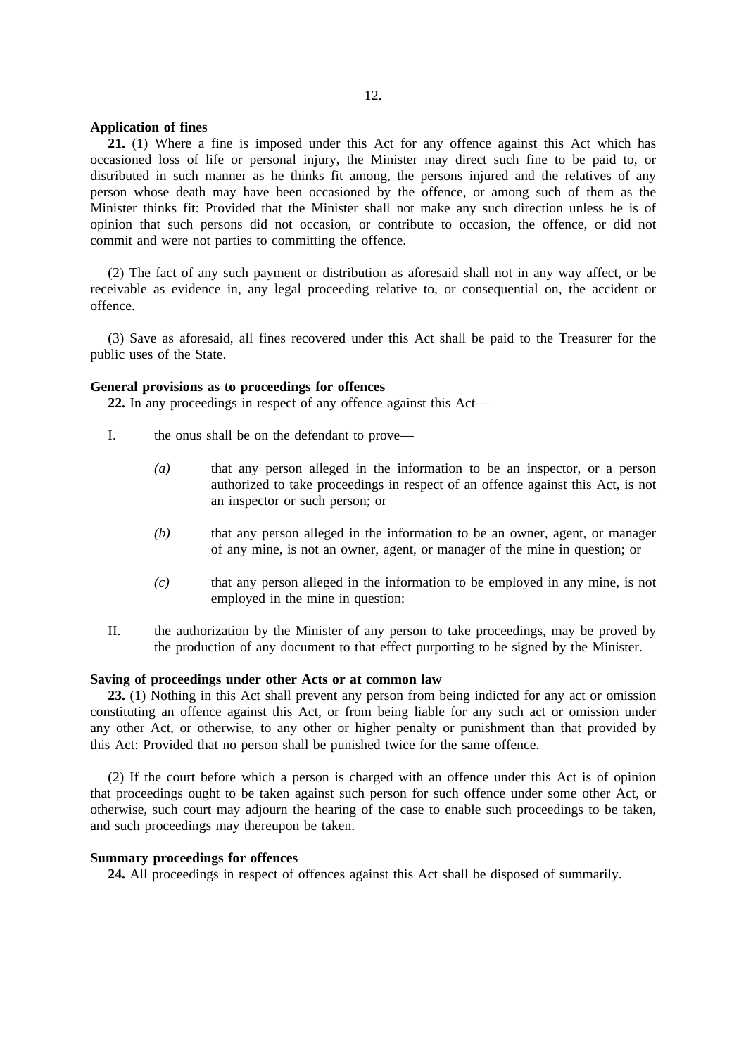**Application of fines**

**21.** (1) Where a fine is imposed under this Act for any offence against this Act which has occasioned loss of life or personal injury, the Minister may direct such fine to be paid to, or distributed in such manner as he thinks fit among, the persons injured and the relatives of any person whose death may have been occasioned by the offence, or among such of them as the Minister thinks fit: Provided that the Minister shall not make any such direction unless he is of opinion that such persons did not occasion, or contribute to occasion, the offence, or did not commit and were not parties to committing the offence.

(2) The fact of any such payment or distribution as aforesaid shall not in any way affect, or be receivable as evidence in, any legal proceeding relative to, or consequential on, the accident or offence.

(3) Save as aforesaid, all fines recovered under this Act shall be paid to the Treasurer for the public uses of the State.

**General provisions as to proceedings for offences**

**22.** In any proceedings in respect of any offence against this Act—

I. the onus shall be on the defendant to prove—

*(a)* that any person alleged in the information to be an inspector, or a person authorized to take proceedings in respect of an offence against this Act, is not an inspector or such person; or

*(b)* that any person alleged in the information to be an owner, agent, or manager of any mine, is not an owner, agent, or manager of the mine in question; or

*(c)* that any person alleged in the information to be employed in any mine, is not employed in the mine in question:

II. the authorization by the Minister of any person to take proceedings, may be proved by the production of any document to that effect purporting to be signed by the Minister.

**Saving of proceedings under other Acts or at common law**

**23.** (1) Nothing in this Act shall prevent any person from being indicted for any act or omission constituting an offence against this Act, or from being liable for any such act or omission under any other Act, or otherwise, to any other or higher penalty or punishment than that provided by this Act: Provided that no person shall be punished twice for the same offence.

(2) If the court before which a person is charged with an offence under this Act is of opinion that proceedings ought to be taken against such person for such offence under some other Act, or otherwise, such court may adjourn the hearing of the case to enable such proceedings to be taken, and such proceedings may thereupon be taken.

**Summary proceedings for offences**

**24.** All proceedings in respect of offences against this Act shall be disposed of summarily.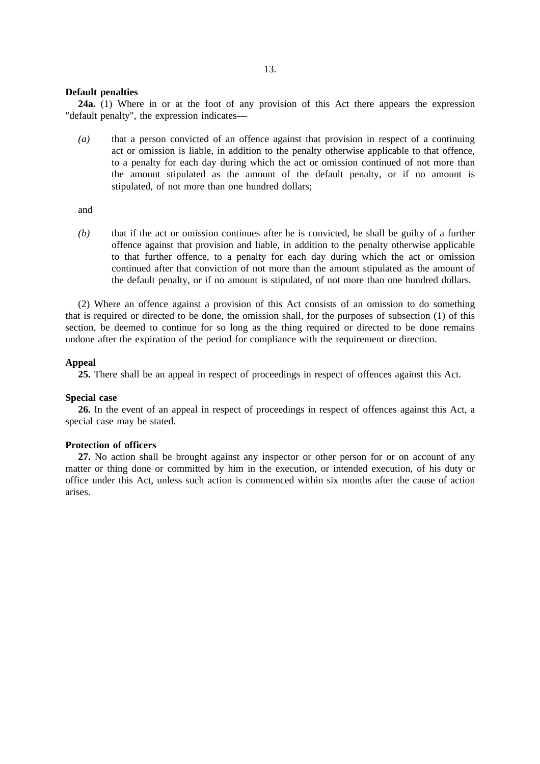**Default penalties**

**24a.** (1) Where in or at the foot of any provision of this Act there appears the expression "default penalty", the expression indicates—

*(a)* that a person convicted of an offence against that provision in respect of a continuing act or omission is liable, in addition to the penalty otherwise applicable to that offence, to a penalty for each day during which the act or omission continued of not more than the amount stipulated as the amount of the default penalty, or if no amount is stipulated, of not more than one hundred dollars;

and

*(b)* that if the act or omission continues after he is convicted, he shall be guilty of a further offence against that provision and liable, in addition to the penalty otherwise applicable to that further offence, to a penalty for each day during which the act or omission continued after that conviction of not more than the amount stipulated as the amount of the default penalty, or if no amount is stipulated, of not more than one hundred dollars.

(2) Where an offence against a provision of this Act consists of an omission to do something that is required or directed to be done, the omission shall, for the purposes of subsection (1) of this section, be deemed to continue for so long as the thing required or directed to be done remains undone after the expiration of the period for compliance with the requirement or direction.

**Appeal**

**25.** There shall be an appeal in respect of proceedings in respect of offences against this Act.

**Special case**

**26.** In the event of an appeal in respect of proceedings in respect of offences against this Act, a special case may be stated.

**Protection of officers**

**27.** No action shall be brought against any inspector or other person for or on account of any matter or thing done or committed by him in the execution, or intended execution, of his duty or office under this Act, unless such action is commenced within six months after the cause of action arises.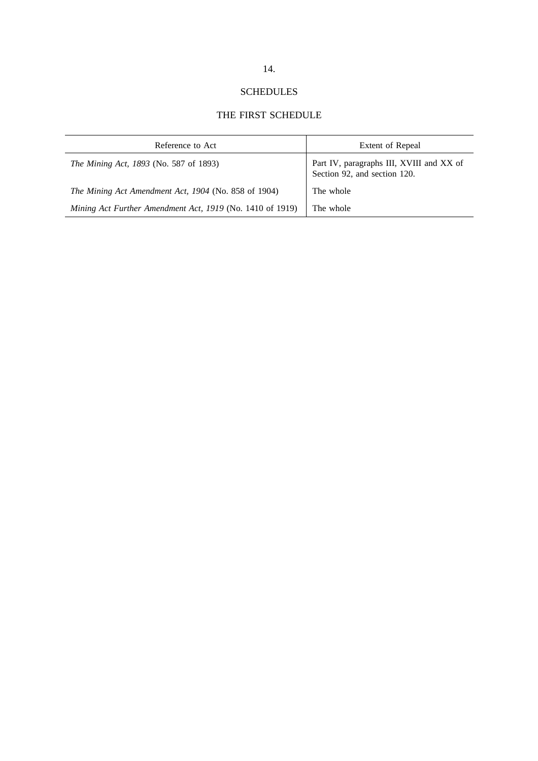# SCHEDULES

## THE FIRST SCHEDULE

| Reference to Act | Extent of Repeal |
|---|---|
| *The Mining Act, 1893* (No. 587 of 1893) | Part IV, paragraphs III, XVIII and XX of Section 92, and section 120. |
| *The Mining Act Amendment Act, 1904* (No. 858 of 1904) | The whole |
| *Mining Act Further Amendment Act, 1919* (No. 1410 of 1919) | The whole |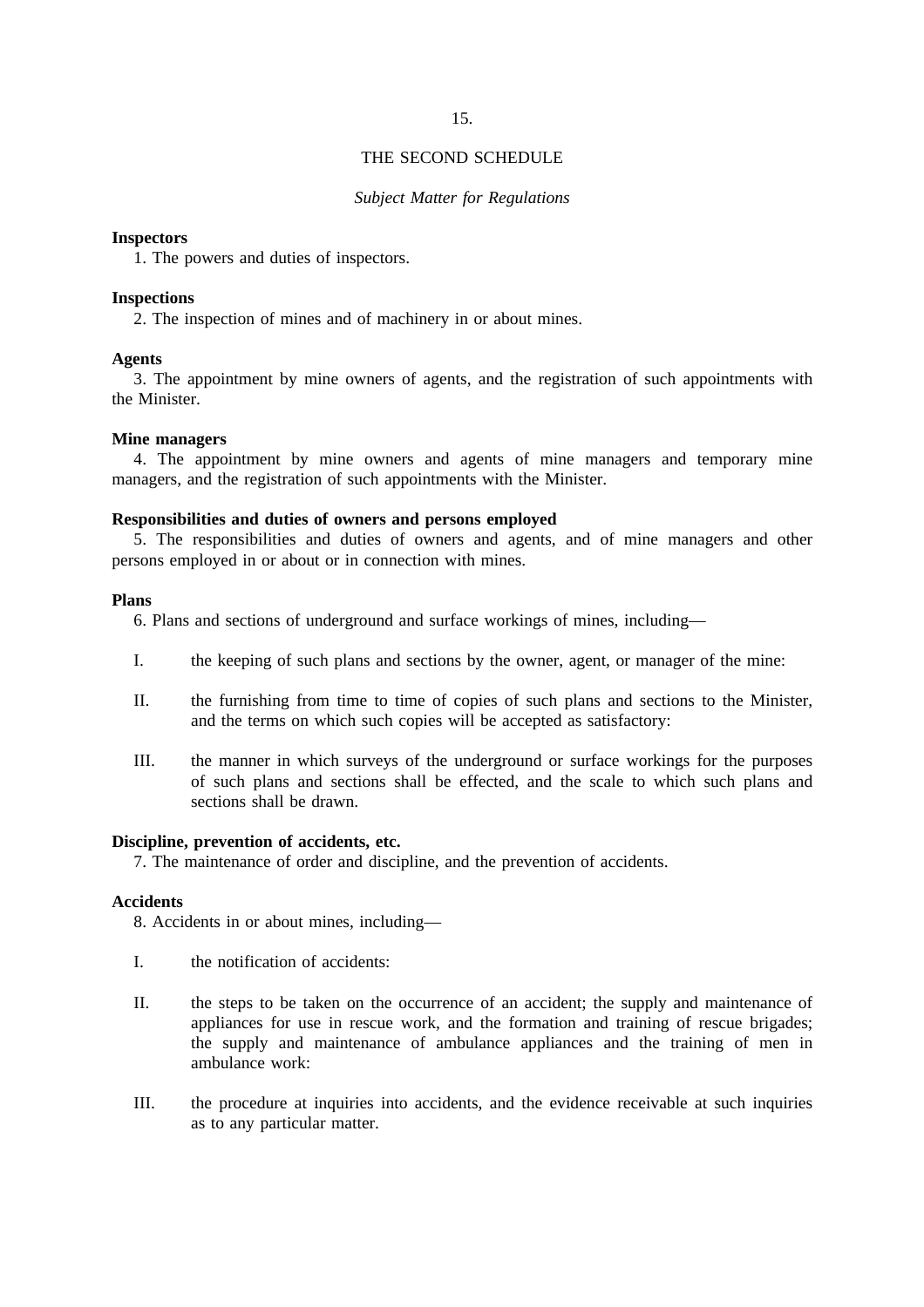## THE SECOND SCHEDULE

*Subject Matter for Regulations*

**Inspectors**

1. The powers and duties of inspectors.

**Inspections**

2. The inspection of mines and of machinery in or about mines.

**Agents**

3. The appointment by mine owners of agents, and the registration of such appointments with the Minister.

**Mine managers**

4. The appointment by mine owners and agents of mine managers and temporary mine managers, and the registration of such appointments with the Minister.

**Responsibilities and duties of owners and persons employed**

5. The responsibilities and duties of owners and agents, and of mine managers and other persons employed in or about or in connection with mines.

**Plans**

6. Plans and sections of underground and surface workings of mines, including—

I. the keeping of such plans and sections by the owner, agent, or manager of the mine:

II. the furnishing from time to time of copies of such plans and sections to the Minister, and the terms on which such copies will be accepted as satisfactory:

III. the manner in which surveys of the underground or surface workings for the purposes of such plans and sections shall be effected, and the scale to which such plans and sections shall be drawn.

**Discipline, prevention of accidents, etc.**

7. The maintenance of order and discipline, and the prevention of accidents.

**Accidents**

8. Accidents in or about mines, including—

I. the notification of accidents:

II. the steps to be taken on the occurrence of an accident; the supply and maintenance of appliances for use in rescue work, and the formation and training of rescue brigades; the supply and maintenance of ambulance appliances and the training of men in ambulance work:

III. the procedure at inquiries into accidents, and the evidence receivable at such inquiries as to any particular matter.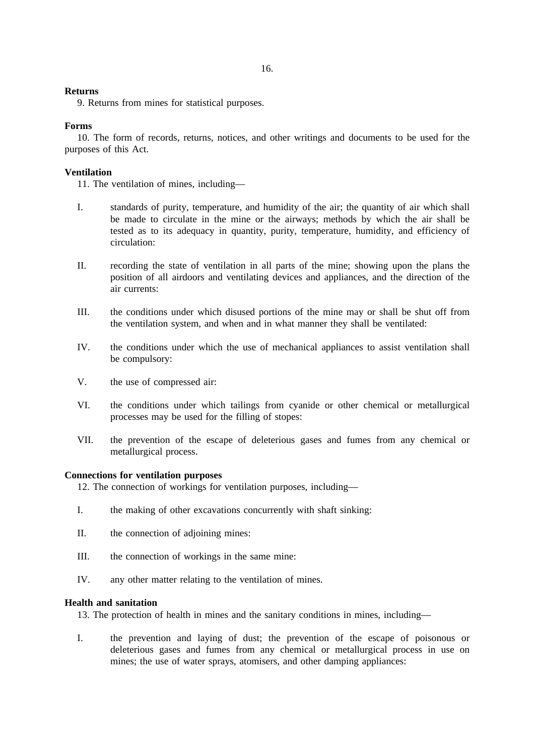**Returns**

9. Returns from mines for statistical purposes.

**Forms**

10. The form of records, returns, notices, and other writings and documents to be used for the purposes of this Act.

**Ventilation**

11. The ventilation of mines, including—

I. standards of purity, temperature, and humidity of the air; the quantity of air which shall be made to circulate in the mine or the airways; methods by which the air shall be tested as to its adequacy in quantity, purity, temperature, humidity, and efficiency of circulation:

II. recording the state of ventilation in all parts of the mine; showing upon the plans the position of all airdoors and ventilating devices and appliances, and the direction of the air currents:

III. the conditions under which disused portions of the mine may or shall be shut off from the ventilation system, and when and in what manner they shall be ventilated:

IV. the conditions under which the use of mechanical appliances to assist ventilation shall be compulsory:

V. the use of compressed air:

VI. the conditions under which tailings from cyanide or other chemical or metallurgical processes may be used for the filling of stopes:

VII. the prevention of the escape of deleterious gases and fumes from any chemical or metallurgical process.

**Connections for ventilation purposes**

12. The connection of workings for ventilation purposes, including—

I. the making of other excavations concurrently with shaft sinking:

II. the connection of adjoining mines:

III. the connection of workings in the same mine:

IV. any other matter relating to the ventilation of mines.

**Health and sanitation**

13. The protection of health in mines and the sanitary conditions in mines, including—

I. the prevention and laying of dust; the prevention of the escape of poisonous or deleterious gases and fumes from any chemical or metallurgical process in use on mines; the use of water sprays, atomisers, and other damping appliances: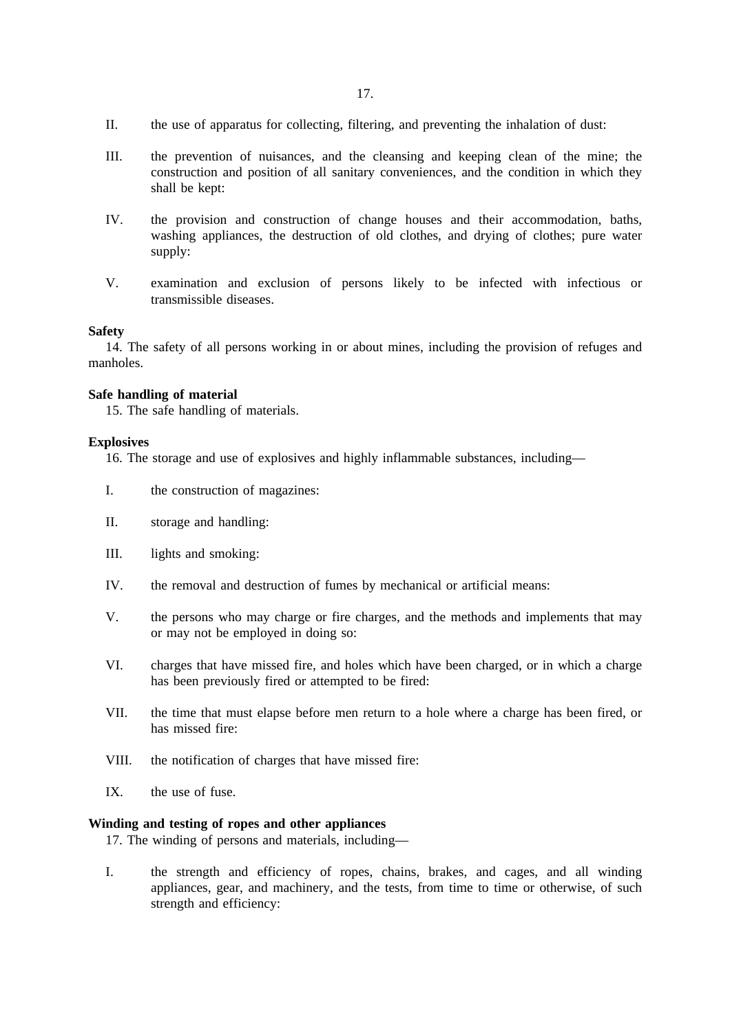II. the use of apparatus for collecting, filtering, and preventing the inhalation of dust:

III. the prevention of nuisances, and the cleansing and keeping clean of the mine; the construction and position of all sanitary conveniences, and the condition in which they shall be kept:

IV. the provision and construction of change houses and their accommodation, baths, washing appliances, the destruction of old clothes, and drying of clothes; pure water supply:

V. examination and exclusion of persons likely to be infected with infectious or transmissible diseases.

**Safety**

14. The safety of all persons working in or about mines, including the provision of refuges and manholes.

**Safe handling of material**

15. The safe handling of materials.

**Explosives**

16. The storage and use of explosives and highly inflammable substances, including—

I. the construction of magazines:

II. storage and handling:

III. lights and smoking:

IV. the removal and destruction of fumes by mechanical or artificial means:

V. the persons who may charge or fire charges, and the methods and implements that may or may not be employed in doing so:

VI. charges that have missed fire, and holes which have been charged, or in which a charge has been previously fired or attempted to be fired:

VII. the time that must elapse before men return to a hole where a charge has been fired, or has missed fire:

VIII. the notification of charges that have missed fire:

IX. the use of fuse.

**Winding and testing of ropes and other appliances**

17. The winding of persons and materials, including—

I. the strength and efficiency of ropes, chains, brakes, and cages, and all winding appliances, gear, and machinery, and the tests, from time to time or otherwise, of such strength and efficiency: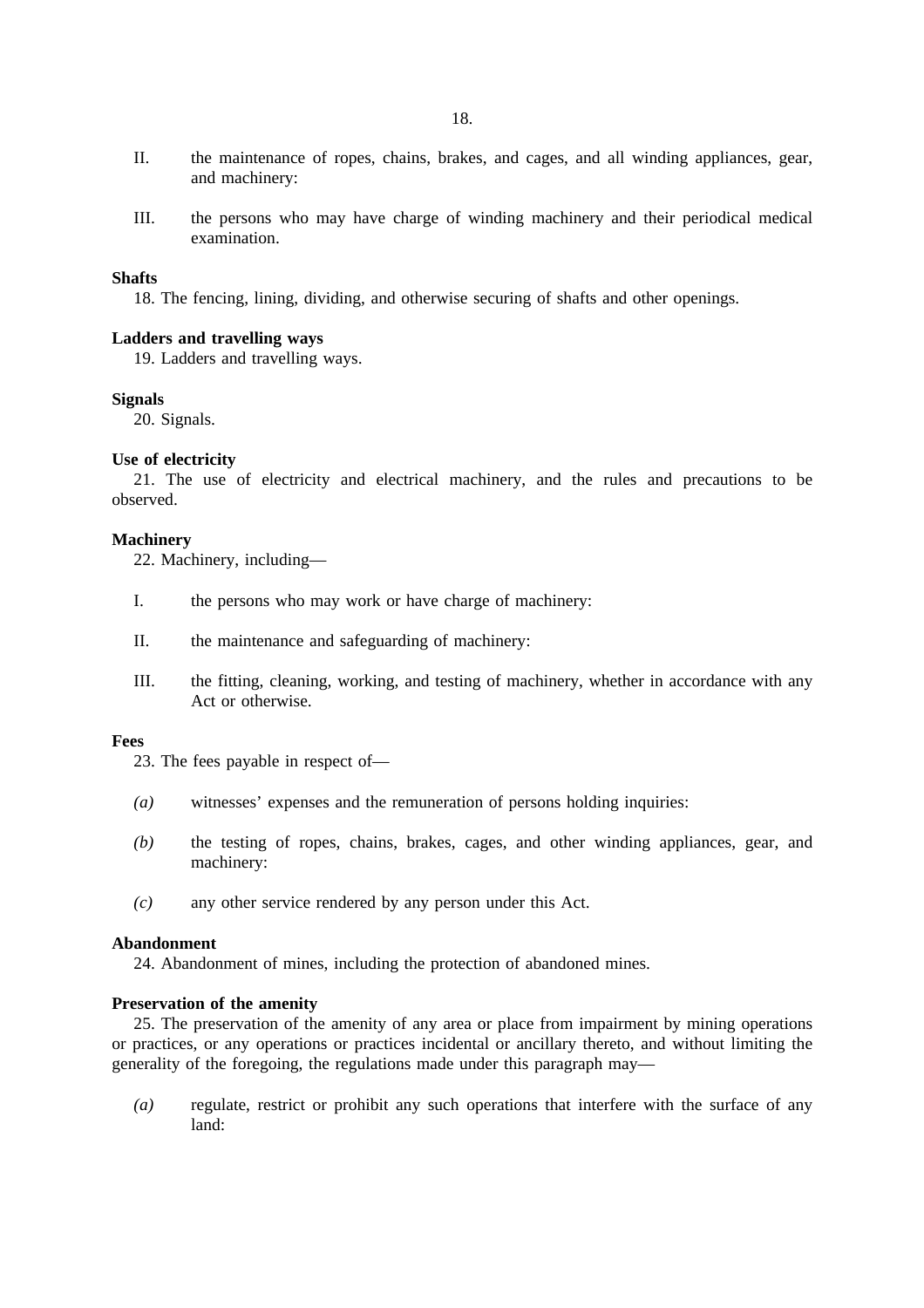II. the maintenance of ropes, chains, brakes, and cages, and all winding appliances, gear, and machinery:

III. the persons who may have charge of winding machinery and their periodical medical examination.

**Shafts**

18. The fencing, lining, dividing, and otherwise securing of shafts and other openings.

**Ladders and travelling ways**

19. Ladders and travelling ways.

**Signals**

20. Signals.

**Use of electricity**

21. The use of electricity and electrical machinery, and the rules and precautions to be observed.

**Machinery**

22. Machinery, including—

I. the persons who may work or have charge of machinery:

II. the maintenance and safeguarding of machinery:

III. the fitting, cleaning, working, and testing of machinery, whether in accordance with any Act or otherwise.

**Fees**

23. The fees payable in respect of—

*(a)* witnesses' expenses and the remuneration of persons holding inquiries:

*(b)* the testing of ropes, chains, brakes, cages, and other winding appliances, gear, and machinery:

*(c)* any other service rendered by any person under this Act.

**Abandonment**

24. Abandonment of mines, including the protection of abandoned mines.

**Preservation of the amenity**

25. The preservation of the amenity of any area or place from impairment by mining operations or practices, or any operations or practices incidental or ancillary thereto, and without limiting the generality of the foregoing, the regulations made under this paragraph may—

*(a)* regulate, restrict or prohibit any such operations that interfere with the surface of any land: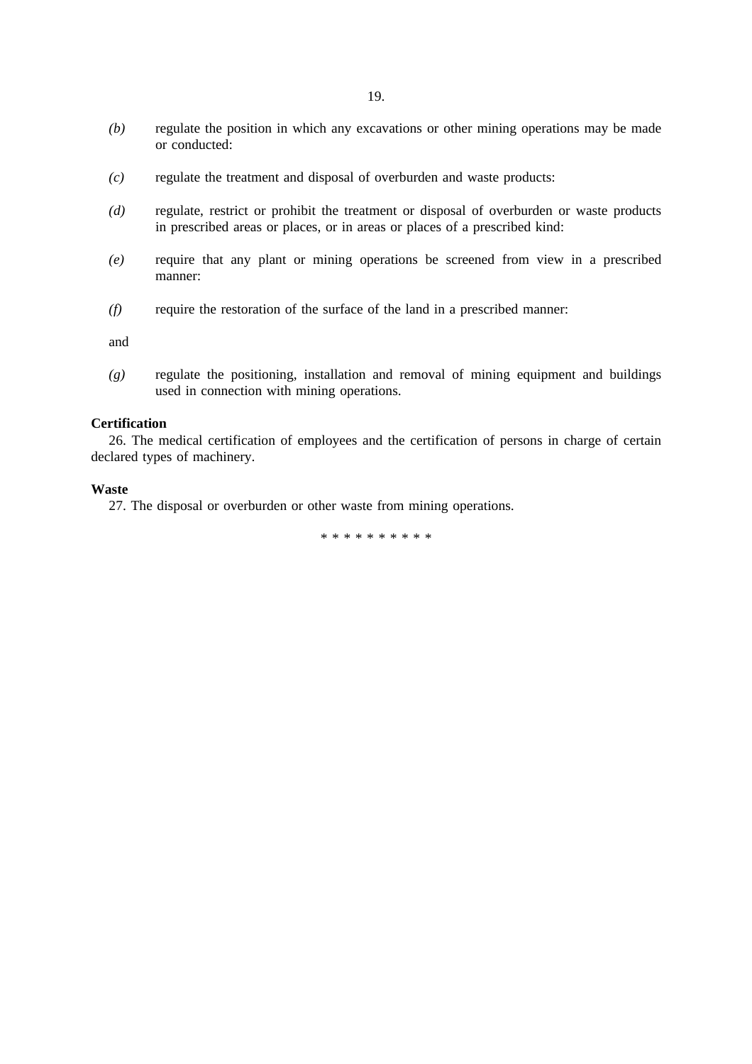*(b)* regulate the position in which any excavations or other mining operations may be made or conducted:

*(c)* regulate the treatment and disposal of overburden and waste products:

*(d)* regulate, restrict or prohibit the treatment or disposal of overburden or waste products in prescribed areas or places, or in areas or places of a prescribed kind:

*(e)* require that any plant or mining operations be screened from view in a prescribed manner:

*(f)* require the restoration of the surface of the land in a prescribed manner:

and

*(g)* regulate the positioning, installation and removal of mining equipment and buildings used in connection with mining operations.

**Certification**

26. The medical certification of employees and the certification of persons in charge of certain declared types of machinery.

**Waste**

27. The disposal or overburden or other waste from mining operations.

\* \* \* \* \* \* \* \* \* \*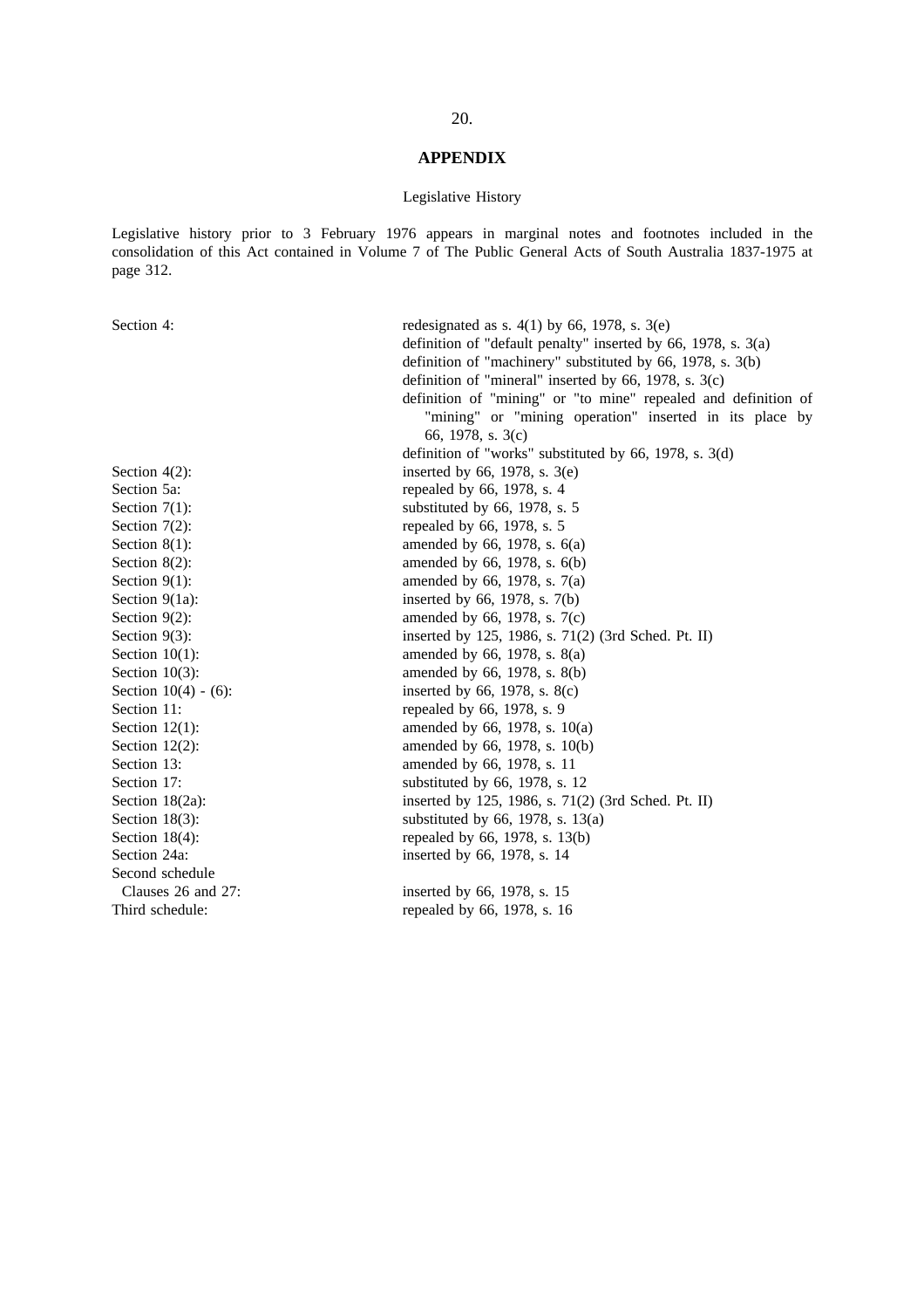## APPENDIX

Legislative History

Legislative history prior to 3 February 1976 appears in marginal notes and footnotes included in the consolidation of this Act contained in Volume 7 of The Public General Acts of South Australia 1837-1975 at page 312.

| | |
|---|---|
| Section 4: | redesignated as s. 4(1) by 66, 1978, s. 3(e) |
| | definition of "default penalty" inserted by 66, 1978, s. 3(a) |
| | definition of "machinery" substituted by 66, 1978, s. 3(b) |
| | definition of "mineral" inserted by 66, 1978, s. 3(c) |
| | definition of "mining" or "to mine" repealed and definition of "mining" or "mining operation" inserted in its place by 66, 1978, s. 3(c) |
| | definition of "works" substituted by 66, 1978, s. 3(d) |
| Section 4(2): | inserted by 66, 1978, s. 3(e) |
| Section 5a: | repealed by 66, 1978, s. 4 |
| Section 7(1): | substituted by 66, 1978, s. 5 |
| Section 7(2): | repealed by 66, 1978, s. 5 |
| Section 8(1): | amended by 66, 1978, s. 6(a) |
| Section 8(2): | amended by 66, 1978, s. 6(b) |
| Section 9(1): | amended by 66, 1978, s. 7(a) |
| Section 9(1a): | inserted by 66, 1978, s. 7(b) |
| Section 9(2): | amended by 66, 1978, s. 7(c) |
| Section 9(3): | inserted by 125, 1986, s. 71(2) (3rd Sched. Pt. II) |
| Section 10(1): | amended by 66, 1978, s. 8(a) |
| Section 10(3): | amended by 66, 1978, s. 8(b) |
| Section 10(4) - (6): | inserted by 66, 1978, s. 8(c) |
| Section 11: | repealed by 66, 1978, s. 9 |
| Section 12(1): | amended by 66, 1978, s. 10(a) |
| Section 12(2): | amended by 66, 1978, s. 10(b) |
| Section 13: | amended by 66, 1978, s. 11 |
| Section 17: | substituted by 66, 1978, s. 12 |
| Section 18(2a): | inserted by 125, 1986, s. 71(2) (3rd Sched. Pt. II) |
| Section 18(3): | substituted by 66, 1978, s. 13(a) |
| Section 18(4): | repealed by 66, 1978, s. 13(b) |
| Section 24a: | inserted by 66, 1978, s. 14 |
| Second schedule | |
| Clauses 26 and 27: | inserted by 66, 1978, s. 15 |
| Third schedule: | repealed by 66, 1978, s. 16 |